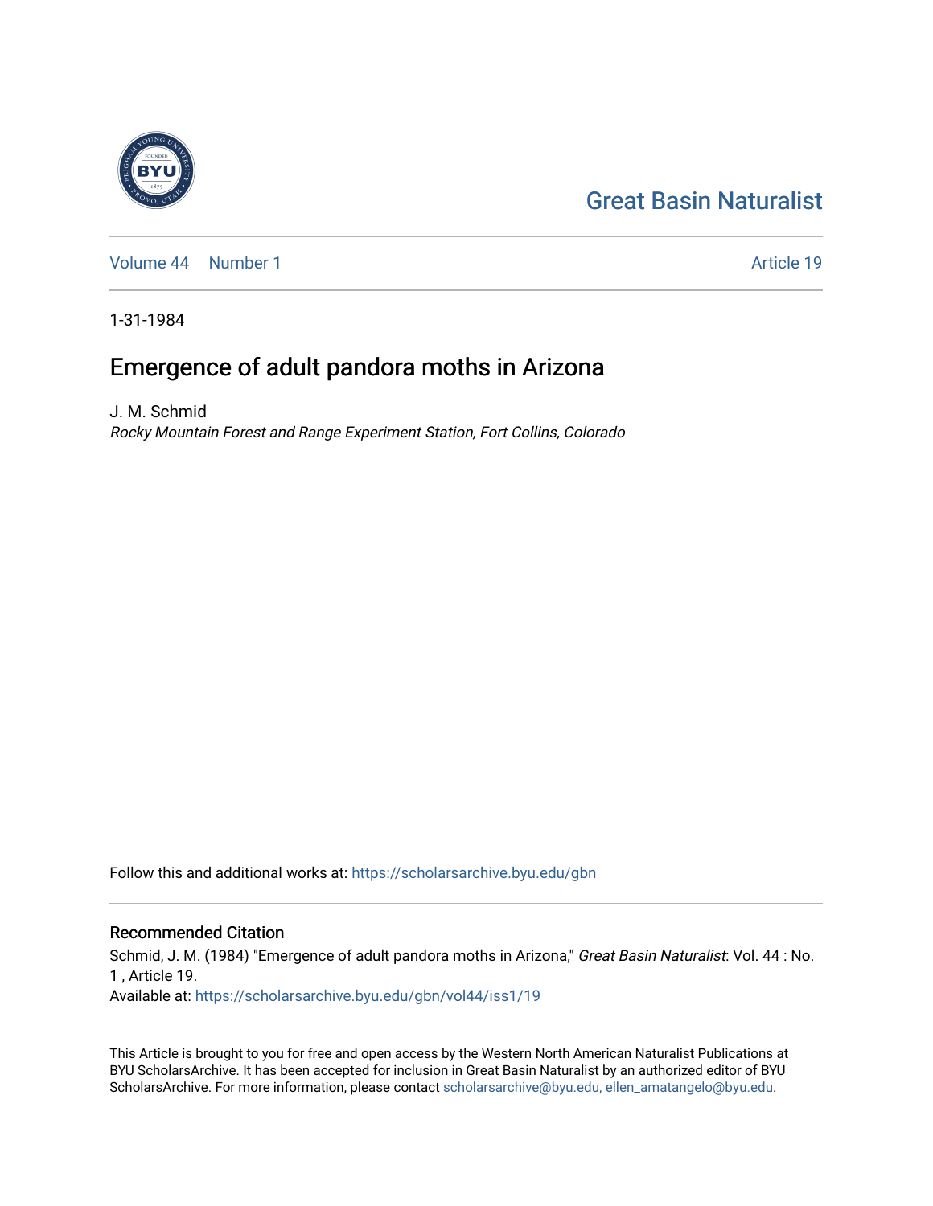Great Basin Naturalist

Volume 44 | Number 1 — Article 19

1-31-1984

# Emergence of adult pandora moths in Arizona

J. M. Schmid

*Rocky Mountain Forest and Range Experiment Station, Fort Collins, Colorado*

Follow this and additional works at: https://scholarsarchive.byu.edu/gbn

## Recommended Citation

Schmid, J. M. (1984) "Emergence of adult pandora moths in Arizona," *Great Basin Naturalist*: Vol. 44 : No. 1 , Article 19.

Available at: https://scholarsarchive.byu.edu/gbn/vol44/iss1/19

This Article is brought to you for free and open access by the Western North American Naturalist Publications at BYU ScholarsArchive. It has been accepted for inclusion in Great Basin Naturalist by an authorized editor of BYU ScholarsArchive. For more information, please contact scholarsarchive@byu.edu, ellen_amatangelo@byu.edu.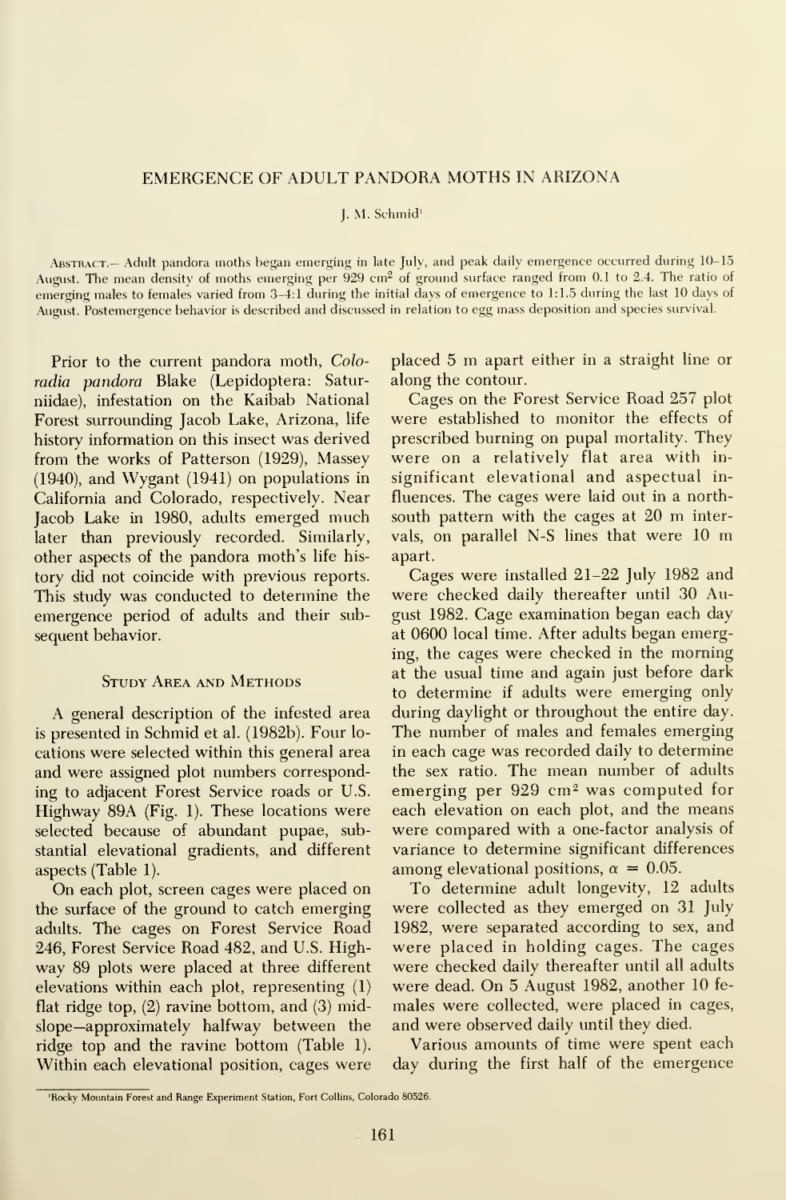# EMERGENCE OF ADULT PANDORA MOTHS IN ARIZONA

J. M. Schmid[1]

ABSTRACT.— Adult pandora moths began emerging in late July, and peak daily emergence occurred during 10–15 August. The mean density of moths emerging per 929 $cm^2$ of ground surface ranged from 0.1 to 2.4. The ratio of emerging males to females varied from 3–4:1 during the initial days of emergence to 1:1.5 during the last 10 days of August. Postemergence behavior is described and discussed in relation to egg mass deposition and species survival.

Prior to the current pandora moth, *Coloradia pandora* Blake (Lepidoptera: Saturniidae), infestation on the Kaibab National Forest surrounding Jacob Lake, Arizona, life history information on this insect was derived from the works of Patterson (1929), Massey (1940), and Wygant (1941) on populations in California and Colorado, respectively. Near Jacob Lake in 1980, adults emerged much later than previously recorded. Similarly, other aspects of the pandora moth's life history did not coincide with previous reports. This study was conducted to determine the emergence period of adults and their subsequent behavior.

## Study Area and Methods

A general description of the infested area is presented in Schmid et al. (1982b). Four locations were selected within this general area and were assigned plot numbers corresponding to adjacent Forest Service roads or U.S. Highway 89A (Fig. 1). These locations were selected because of abundant pupae, substantial elevational gradients, and different aspects (Table 1).

On each plot, screen cages were placed on the surface of the ground to catch emerging adults. The cages on Forest Service Road 246, Forest Service Road 482, and U.S. Highway 89 plots were placed at three different elevations within each plot, representing (1) flat ridge top, (2) ravine bottom, and (3) midslope—approximately halfway between the ridge top and the ravine bottom (Table 1). Within each elevational position, cages were placed 5 m apart either in a straight line or along the contour.

Cages on the Forest Service Road 257 plot were established to monitor the effects of prescribed burning on pupal mortality. They were on a relatively flat area with insignificant elevational and aspectual influences. The cages were laid out in a north-south pattern with the cages at 20 m intervals, on parallel N-S lines that were 10 m apart.

Cages were installed 21–22 July 1982 and were checked daily thereafter until 30 August 1982. Cage examination began each day at 0600 local time. After adults began emerging, the cages were checked in the morning at the usual time and again just before dark to determine if adults were emerging only during daylight or throughout the entire day. The number of males and females emerging in each cage was recorded daily to determine the sex ratio. The mean number of adults emerging per 929 $cm^2$ was computed for each elevation on each plot, and the means were compared with a one-factor analysis of variance to determine significant differences among elevational positions, $\alpha = 0.05$.

To determine adult longevity, 12 adults were collected as they emerged on 31 July 1982, were separated according to sex, and were placed in holding cages. The cages were checked daily thereafter until all adults were dead. On 5 August 1982, another 10 females were collected, were placed in cages, and were observed daily until they died.

Various amounts of time were spent each day during the first half of the emergence

[1]Rocky Mountain Forest and Range Experiment Station, Fort Collins, Colorado 80526.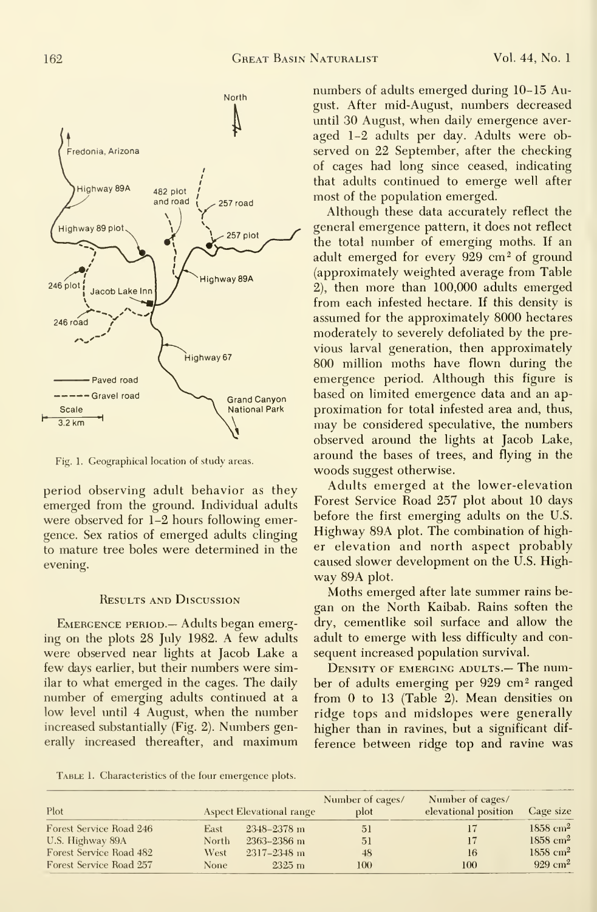Fig. 1. Geographical location of study areas.

period observing adult behavior as they emerged from the ground. Individual adults were observed for 1–2 hours following emergence. Sex ratios of emerged adults clinging to mature tree boles were determined in the evening.

## Results and Discussion

Emergence period.— Adults began emerging on the plots 28 July 1982. A few adults were observed near lights at Jacob Lake a few days earlier, but their numbers were similar to what emerged in the cages. The daily number of emerging adults continued at a low level until 4 August, when the number increased substantially (Fig. 2). Numbers generally increased thereafter, and maximum numbers of adults emerged during 10–15 August. After mid-August, numbers decreased until 30 August, when daily emergence averaged 1–2 adults per day. Adults were observed on 22 September, after the checking of cages had long since ceased, indicating that adults continued to emerge well after most of the population emerged.

Although these data accurately reflect the general emergence pattern, it does not reflect the total number of emerging moths. If an adult emerged for every 929 $cm^2$ of ground (approximately weighted average from Table 2), then more than 100,000 adults emerged from each infested hectare. If this density is assumed for the approximately 8000 hectares moderately to severely defoliated by the previous larval generation, then approximately 800 million moths have flown during the emergence period. Although this figure is based on limited emergence data and an approximation for total infested area and, thus, may be considered speculative, the numbers observed around the lights at Jacob Lake, around the bases of trees, and flying in the woods suggest otherwise.

Adults emerged at the lower-elevation Forest Service Road 257 plot about 10 days before the first emerging adults on the U.S. Highway 89A plot. The combination of higher elevation and north aspect probably caused slower development on the U.S. Highway 89A plot.

Moths emerged after late summer rains began on the North Kaibab. Rains soften the dry, cementlike soil surface and allow the adult to emerge with less difficulty and consequent increased population survival.

Density of emerging adults.— The number of adults emerging per 929 $cm^2$ ranged from 0 to 13 (Table 2). Mean densities on ridge tops and midslopes were generally higher than in ravines, but a significant difference between ridge top and ravine was

Table 1. Characteristics of the four emergence plots.

| Plot | Aspect | Elevational range | Number of cages/ plot | Number of cages/ elevational position | Cage size |
|---|---|---|---|---|---|
| Forest Service Road 246 | East | 2348–2378 m | 51 | 17 | 1858 $cm^2$ |
| U.S. Highway 89A | North | 2363–2386 m | 51 | 17 | 1858 $cm^2$ |
| Forest Service Road 482 | West | 2317–2348 m | 48 | 16 | 1858 $cm^2$ |
| Forest Service Road 257 | None | 2325 m | 100 | 100 | 929 $cm^2$ |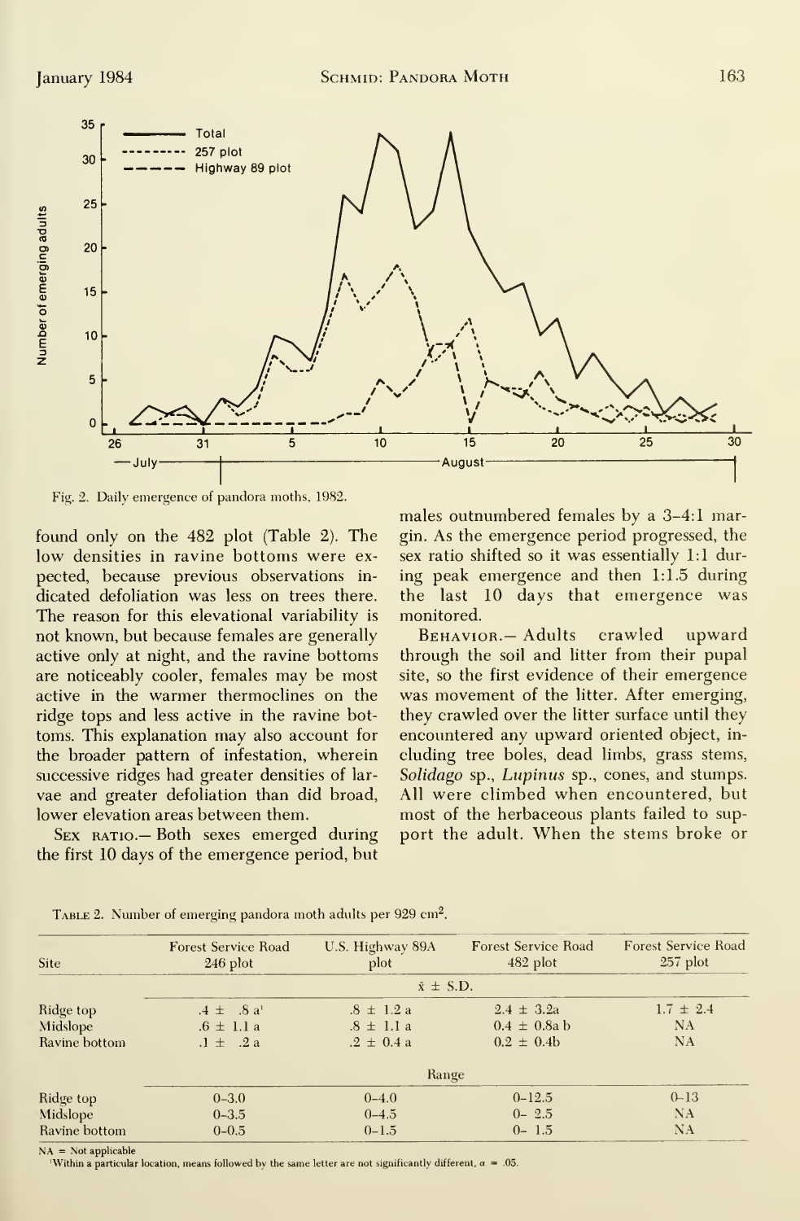Fig. 2. Daily emergence of pandora moths, 1982.

found only on the 482 plot (Table 2). The low densities in ravine bottoms were expected, because previous observations indicated defoliation was less on trees there. The reason for this elevational variability is not known, but because females are generally active only at night, and the ravine bottoms are noticeably cooler, females may be most active in the warmer thermoclines on the ridge tops and less active in the ravine bottoms. This explanation may also account for the broader pattern of infestation, wherein successive ridges had greater densities of larvae and greater defoliation than did broad, lower elevation areas between them.

Sex ratio.— Both sexes emerged during the first 10 days of the emergence period, but males outnumbered females by a 3–4:1 margin. As the emergence period progressed, the sex ratio shifted so it was essentially 1:1 during peak emergence and then 1:1.5 during the last 10 days that emergence was monitored.

Behavior.— Adults crawled upward through the soil and litter from their pupal site, so the first evidence of their emergence was movement of the litter. After emerging, they crawled over the litter surface until they encountered any upward oriented object, including tree boles, dead limbs, grass stems, *Solidago* sp., *Lupinus* sp., cones, and stumps. All were climbed when encountered, but most of the herbaceous plants failed to support the adult. When the stems broke or

Table 2. Number of emerging pandora moth adults per 929 cm².

| Site | Forest Service Road 246 plot | U.S. Highway 89A plot | Forest Service Road 482 plot | Forest Service Road 257 plot |
|---|---|---|---|---|
| | $\bar{x}$ ± S.D. | | | |
| Ridge top | .4 ± .8 a[1] | .8 ± 1.2 a | 2.4 ± 3.2a | 1.7 ± 2.4 |
| Midslope | .6 ± 1.1 a | .8 ± 1.1 a | 0.4 ± 0.8a b | NA |
| Ravine bottom | .1 ± .2 a | .2 ± 0.4 a | 0.2 ± 0.4b | NA |
| | Range | | | |
| Ridge top | 0–3.0 | 0–4.0 | 0–12.5 | 0–13 |
| Midslope | 0–3.5 | 0–4.5 | 0– 2.5 | NA |
| Ravine bottom | 0–0.5 | 0–1.5 | 0– 1.5 | NA |

NA = Not applicable

[1]Within a particular location, means followed by the same letter are not significantly different, $\alpha$ = .05.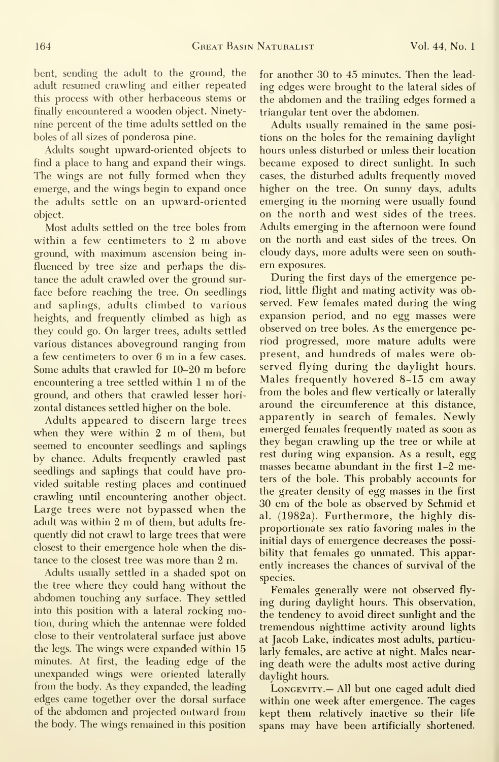bent, sending the adult to the ground, the adult resumed crawling and either repeated this process with other herbaceous stems or finally encountered a wooden object. Ninety-nine percent of the time adults settled on the boles of all sizes of ponderosa pine.

Adults sought upward-oriented objects to find a place to hang and expand their wings. The wings are not fully formed when they emerge, and the wings begin to expand once the adults settle on an upward-oriented object.

Most adults settled on the tree boles from within a few centimeters to 2 m above ground, with maximum ascension being influenced by tree size and perhaps the distance the adult crawled over the ground surface before reaching the tree. On seedlings and saplings, adults climbed to various heights, and frequently climbed as high as they could go. On larger trees, adults settled various distances aboveground ranging from a few centimeters to over 6 m in a few cases. Some adults that crawled for 10–20 m before encountering a tree settled within 1 m of the ground, and others that crawled lesser horizontal distances settled higher on the bole.

Adults appeared to discern large trees when they were within 2 m of them, but seemed to encounter seedlings and saplings by chance. Adults frequently crawled past seedlings and saplings that could have provided suitable resting places and continued crawling until encountering another object. Large trees were not bypassed when the adult was within 2 m of them, but adults frequently did not crawl to large trees that were closest to their emergence hole when the distance to the closest tree was more than 2 m.

Adults usually settled in a shaded spot on the tree where they could hang without the abdomen touching any surface. They settled into this position with a lateral rocking motion, during which the antennae were folded close to their ventrolateral surface just above the legs. The wings were expanded within 15 minutes. At first, the leading edge of the unexpanded wings were oriented laterally from the body. As they expanded, the leading edges came together over the dorsal surface of the abdomen and projected outward from the body. The wings remained in this position for another 30 to 45 minutes. Then the leading edges were brought to the lateral sides of the abdomen and the trailing edges formed a triangular tent over the abdomen.

Adults usually remained in the same positions on the boles for the remaining daylight hours unless disturbed or unless their location became exposed to direct sunlight. In such cases, the disturbed adults frequently moved higher on the tree. On sunny days, adults emerging in the morning were usually found on the north and west sides of the trees. Adults emerging in the afternoon were found on the north and east sides of the trees. On cloudy days, more adults were seen on southern exposures.

During the first days of the emergence period, little flight and mating activity was observed. Few females mated during the wing expansion period, and no egg masses were observed on tree boles. As the emergence period progressed, more mature adults were present, and hundreds of males were observed flying during the daylight hours. Males frequently hovered 8–15 cm away from the boles and flew vertically or laterally around the circumference at this distance, apparently in search of females. Newly emerged females frequently mated as soon as they began crawling up the tree or while at rest during wing expansion. As a result, egg masses became abundant in the first 1–2 meters of the bole. This probably accounts for the greater density of egg masses in the first 30 cm of the bole as observed by Schmid et al. (1982a). Furthermore, the highly disproportionate sex ratio favoring males in the initial days of emergence decreases the possibility that females go unmated. This apparently increases the chances of survival of the species.

Females generally were not observed flying during daylight hours. This observation, the tendency to avoid direct sunlight and the tremendous nighttime activity around lights at Jacob Lake, indicates most adults, particularly females, are active at night. Males nearing death were the adults most active during daylight hours.

Longevity.— All but one caged adult died within one week after emergence. The cages kept them relatively inactive so their life spans may have been artificially shortened.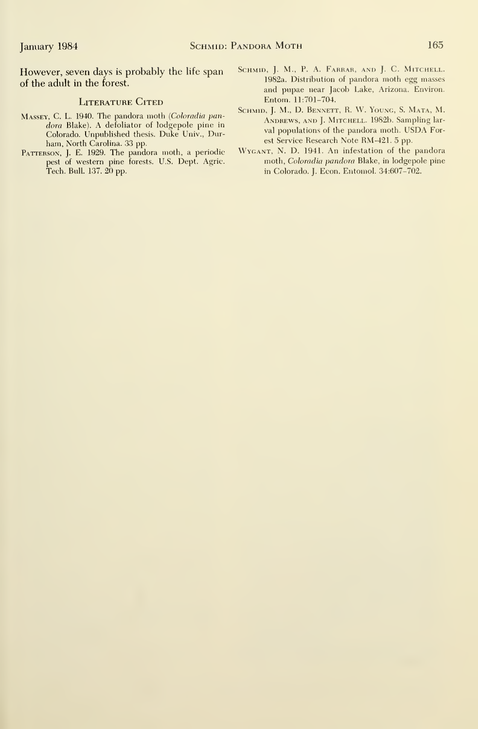However, seven days is probably the life span of the adult in the forest.

## Literature Cited

Massey, C. L. 1940. The pandora moth (*Coloradia pandora* Blake). A defoliator of lodgepole pine in Colorado. Unpublished thesis. Duke Univ., Durham, North Carolina. 33 pp.

Patterson, J. E. 1929. The pandora moth, a periodic pest of western pine forests. U.S. Dept. Agric. Tech. Bull. 137. 20 pp.

Schmid, J. M., P. A. Farrar, and J. C. Mitchell. 1982a. Distribution of pandora moth egg masses and pupae near Jacob Lake, Arizona. Environ. Entom. 11:701–704.

Schmid, J. M., D. Bennett, R. W. Young, S. Mata, M. Andrews, and J. Mitchell. 1982b. Sampling larval populations of the pandora moth. USDA Forest Service Research Note RM-421. 5 pp.

Wygant, N. D. 1941. An infestation of the pandora moth, *Coloradia pandora* Blake, in lodgepole pine in Colorado. J. Econ. Entomol. 34:607–702.